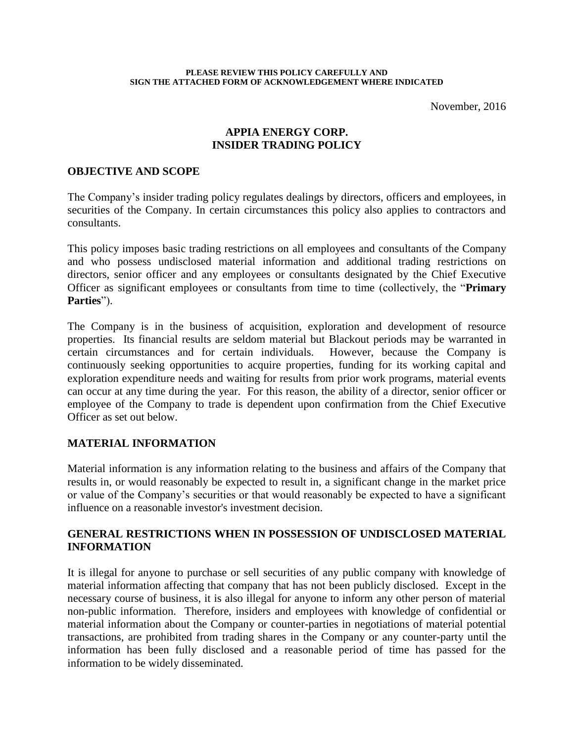**PLEASE REVIEW THIS POLICY CAREFULLY AND SIGN THE ATTACHED FORM OF ACKNOWLEDGEMENT WHERE INDICATED**

November, 2016

# APPIA ENERGY CORP. INSIDER TRADING POLICY

## OBJECTIVE AND SCOPE

The Company's insider trading policy regulates dealings by directors, officers and employees, in securities of the Company. In certain circumstances this policy also applies to contractors and consultants.

This policy imposes basic trading restrictions on all employees and consultants of the Company and who possess undisclosed material information and additional trading restrictions on directors, senior officer and any employees or consultants designated by the Chief Executive Officer as significant employees or consultants from time to time (collectively, the "**Primary Parties**").

The Company is in the business of acquisition, exploration and development of resource properties. Its financial results are seldom material but Blackout periods may be warranted in certain circumstances and for certain individuals. However, because the Company is continuously seeking opportunities to acquire properties, funding for its working capital and exploration expenditure needs and waiting for results from prior work programs, material events can occur at any time during the year. For this reason, the ability of a director, senior officer or employee of the Company to trade is dependent upon confirmation from the Chief Executive Officer as set out below.

## MATERIAL INFORMATION

Material information is any information relating to the business and affairs of the Company that results in, or would reasonably be expected to result in, a significant change in the market price or value of the Company's securities or that would reasonably be expected to have a significant influence on a reasonable investor's investment decision.

## GENERAL RESTRICTIONS WHEN IN POSSESSION OF UNDISCLOSED MATERIAL INFORMATION

It is illegal for anyone to purchase or sell securities of any public company with knowledge of material information affecting that company that has not been publicly disclosed. Except in the necessary course of business, it is also illegal for anyone to inform any other person of material non-public information. Therefore, insiders and employees with knowledge of confidential or material information about the Company or counter-parties in negotiations of material potential transactions, are prohibited from trading shares in the Company or any counter-party until the information has been fully disclosed and a reasonable period of time has passed for the information to be widely disseminated.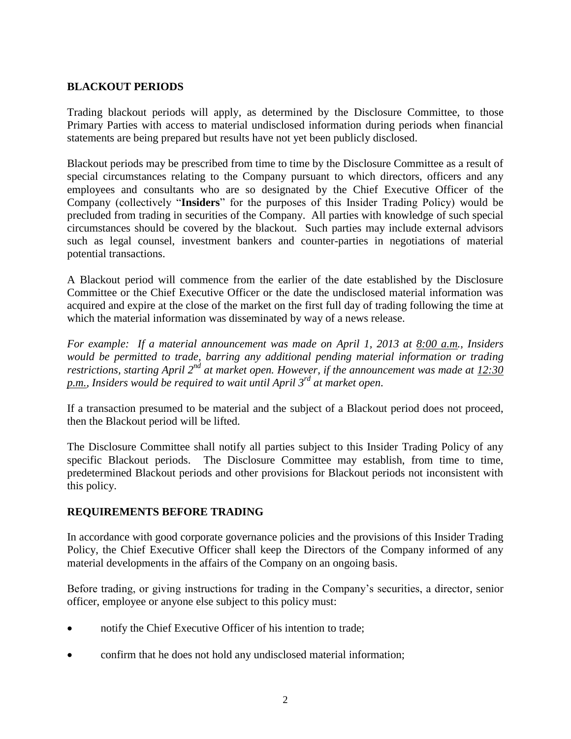## BLACKOUT PERIODS

Trading blackout periods will apply, as determined by the Disclosure Committee, to those Primary Parties with access to material undisclosed information during periods when financial statements are being prepared but results have not yet been publicly disclosed.

Blackout periods may be prescribed from time to time by the Disclosure Committee as a result of special circumstances relating to the Company pursuant to which directors, officers and any employees and consultants who are so designated by the Chief Executive Officer of the Company (collectively "**Insiders**" for the purposes of this Insider Trading Policy) would be precluded from trading in securities of the Company. All parties with knowledge of such special circumstances should be covered by the blackout. Such parties may include external advisors such as legal counsel, investment bankers and counter-parties in negotiations of material potential transactions.

A Blackout period will commence from the earlier of the date established by the Disclosure Committee or the Chief Executive Officer or the date the undisclosed material information was acquired and expire at the close of the market on the first full day of trading following the time at which the material information was disseminated by way of a news release.

*For example: If a material announcement was made on April 1, 2013 at 8:00 a.m., Insiders would be permitted to trade, barring any additional pending material information or trading restrictions, starting April 2nd at market open. However, if the announcement was made at 12:30 p.m., Insiders would be required to wait until April 3rd at market open.*

If a transaction presumed to be material and the subject of a Blackout period does not proceed, then the Blackout period will be lifted.

The Disclosure Committee shall notify all parties subject to this Insider Trading Policy of any specific Blackout periods. The Disclosure Committee may establish, from time to time, predetermined Blackout periods and other provisions for Blackout periods not inconsistent with this policy.

## REQUIREMENTS BEFORE TRADING

In accordance with good corporate governance policies and the provisions of this Insider Trading Policy, the Chief Executive Officer shall keep the Directors of the Company informed of any material developments in the affairs of the Company on an ongoing basis.

Before trading, or giving instructions for trading in the Company's securities, a director, senior officer, employee or anyone else subject to this policy must:

- notify the Chief Executive Officer of his intention to trade;
- confirm that he does not hold any undisclosed material information;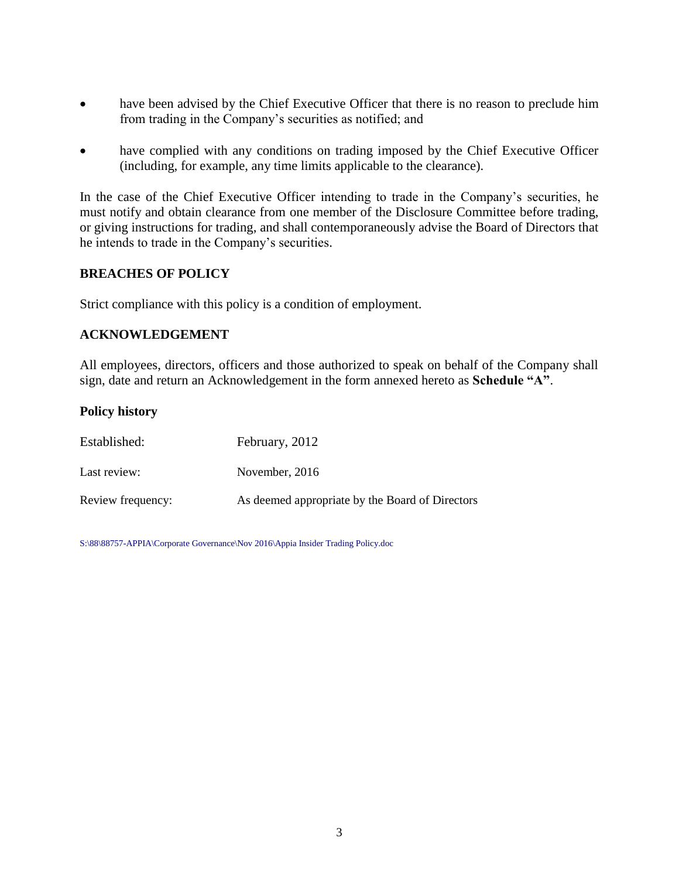- have been advised by the Chief Executive Officer that there is no reason to preclude him from trading in the Company's securities as notified; and

- have complied with any conditions on trading imposed by the Chief Executive Officer (including, for example, any time limits applicable to the clearance).

In the case of the Chief Executive Officer intending to trade in the Company's securities, he must notify and obtain clearance from one member of the Disclosure Committee before trading, or giving instructions for trading, and shall contemporaneously advise the Board of Directors that he intends to trade in the Company's securities.

## BREACHES OF POLICY

Strict compliance with this policy is a condition of employment.

## ACKNOWLEDGEMENT

All employees, directors, officers and those authorized to speak on behalf of the Company shall sign, date and return an Acknowledgement in the form annexed hereto as **Schedule "A"**.

### Policy history

| | |
|---|---|
| Established: | February, 2012 |
| Last review: | November, 2016 |
| Review frequency: | As deemed appropriate by the Board of Directors |

S:\88\88757-APPIA\Corporate Governance\Nov 2016\Appia Insider Trading Policy.doc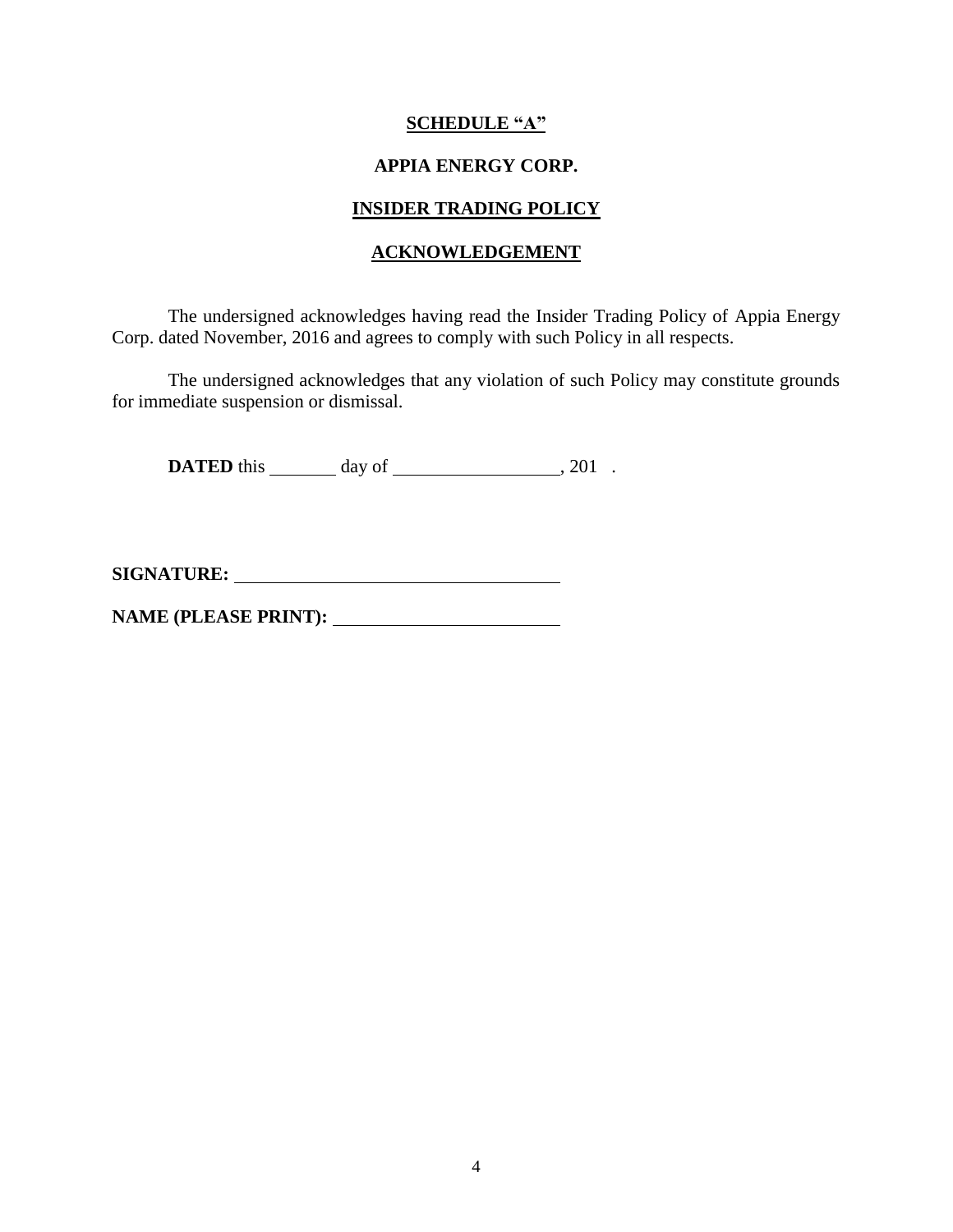**SCHEDULE "A"**

**APPIA ENERGY CORP.**

**INSIDER TRADING POLICY**

**ACKNOWLEDGEMENT**

The undersigned acknowledges having read the Insider Trading Policy of Appia Energy Corp. dated November, 2016 and agrees to comply with such Policy in all respects.

The undersigned acknowledges that any violation of such Policy may constitute grounds for immediate suspension or dismissal.

**DATED** this ________ day of __________________, 201 .

**SIGNATURE:** ____________________________________

**NAME (PLEASE PRINT):** _________________________